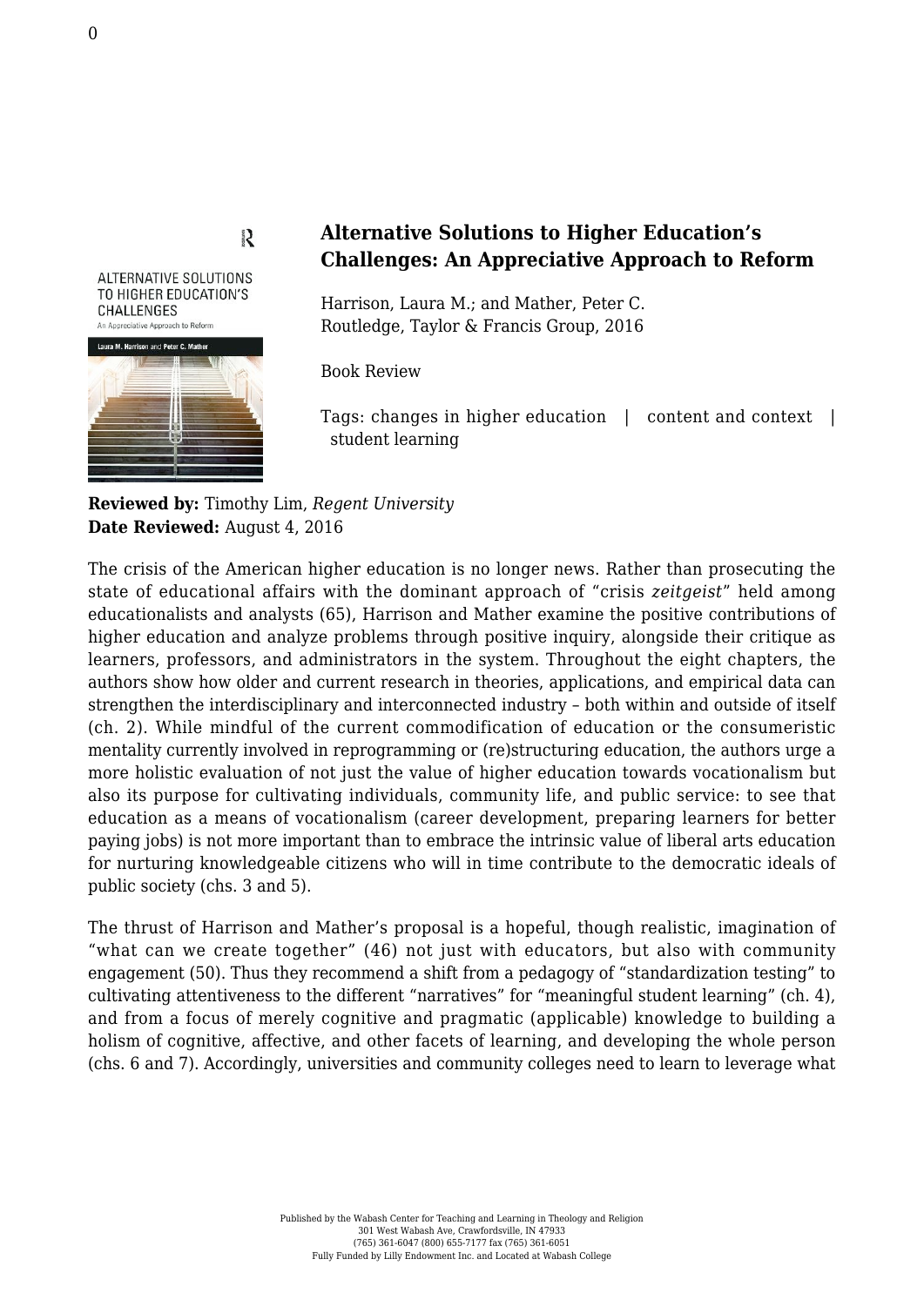# Alternative Solutions to Higher Education's Challenges: An Appreciative Approach to Reform

Harrison, Laura M.; and Mather, Peter C.
Routledge, Taylor & Francis Group, 2016

Book Review

Tags: changes in higher education | content and context | student learning

**Reviewed by:** Timothy Lim, *Regent University*
**Date Reviewed:** August 4, 2016

The crisis of the American higher education is no longer news. Rather than prosecuting the state of educational affairs with the dominant approach of "crisis *zeitgeist*" held among educationalists and analysts (65), Harrison and Mather examine the positive contributions of higher education and analyze problems through positive inquiry, alongside their critique as learners, professors, and administrators in the system. Throughout the eight chapters, the authors show how older and current research in theories, applications, and empirical data can strengthen the interdisciplinary and interconnected industry – both within and outside of itself (ch. 2). While mindful of the current commodification of education or the consumeristic mentality currently involved in reprogramming or (re)structuring education, the authors urge a more holistic evaluation of not just the value of higher education towards vocationalism but also its purpose for cultivating individuals, community life, and public service: to see that education as a means of vocationalism (career development, preparing learners for better paying jobs) is not more important than to embrace the intrinsic value of liberal arts education for nurturing knowledgeable citizens who will in time contribute to the democratic ideals of public society (chs. 3 and 5).

The thrust of Harrison and Mather's proposal is a hopeful, though realistic, imagination of "what can we create together" (46) not just with educators, but also with community engagement (50). Thus they recommend a shift from a pedagogy of "standardization testing" to cultivating attentiveness to the different "narratives" for "meaningful student learning" (ch. 4), and from a focus of merely cognitive and pragmatic (applicable) knowledge to building a holism of cognitive, affective, and other facets of learning, and developing the whole person (chs. 6 and 7). Accordingly, universities and community colleges need to learn to leverage what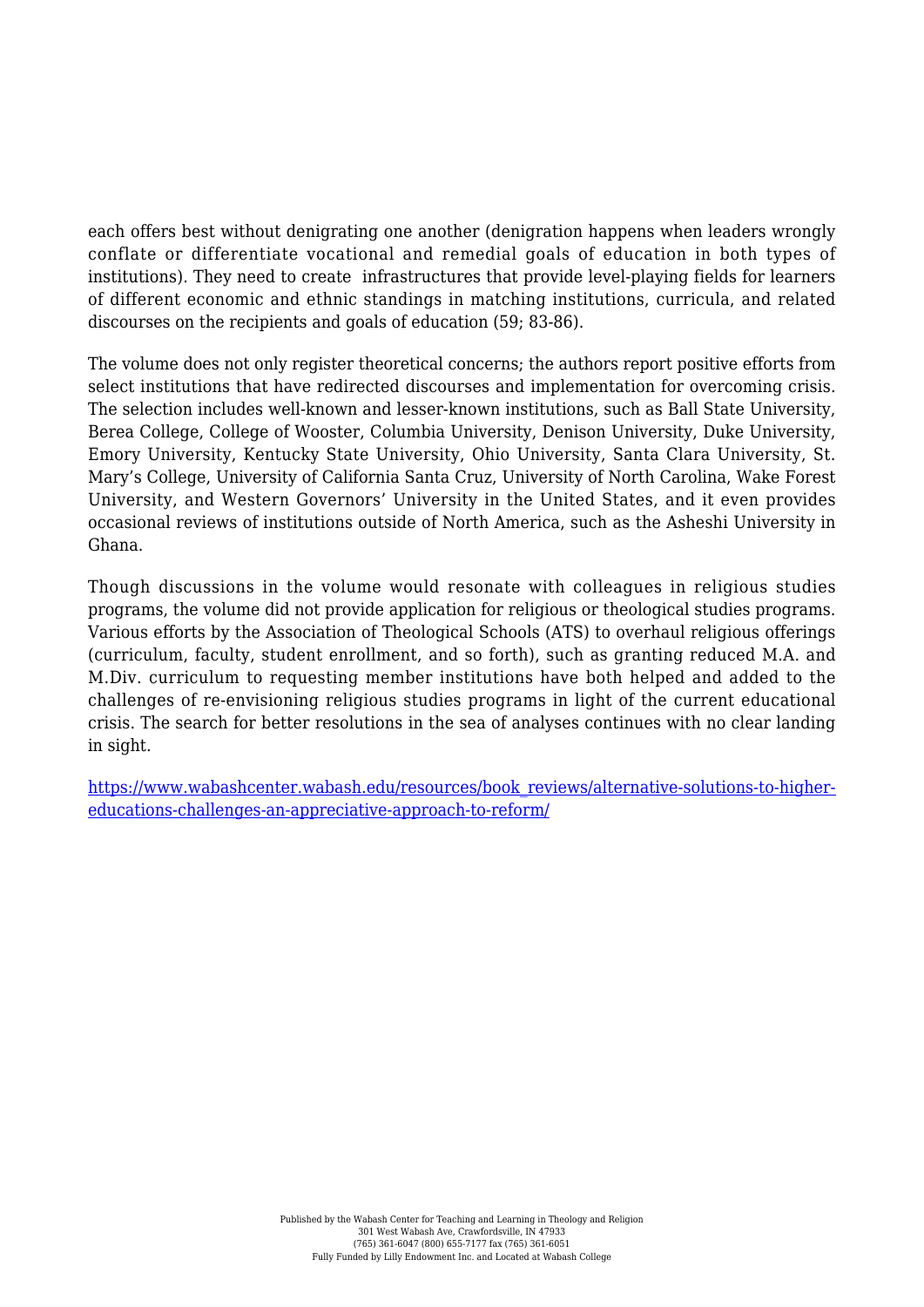each offers best without denigrating one another (denigration happens when leaders wrongly conflate or differentiate vocational and remedial goals of education in both types of institutions). They need to create infrastructures that provide level-playing fields for learners of different economic and ethnic standings in matching institutions, curricula, and related discourses on the recipients and goals of education (59; 83-86).

The volume does not only register theoretical concerns; the authors report positive efforts from select institutions that have redirected discourses and implementation for overcoming crisis. The selection includes well-known and lesser-known institutions, such as Ball State University, Berea College, College of Wooster, Columbia University, Denison University, Duke University, Emory University, Kentucky State University, Ohio University, Santa Clara University, St. Mary's College, University of California Santa Cruz, University of North Carolina, Wake Forest University, and Western Governors' University in the United States, and it even provides occasional reviews of institutions outside of North America, such as the Asheshi University in Ghana.

Though discussions in the volume would resonate with colleagues in religious studies programs, the volume did not provide application for religious or theological studies programs. Various efforts by the Association of Theological Schools (ATS) to overhaul religious offerings (curriculum, faculty, student enrollment, and so forth), such as granting reduced M.A. and M.Div. curriculum to requesting member institutions have both helped and added to the challenges of re-envisioning religious studies programs in light of the current educational crisis. The search for better resolutions in the sea of analyses continues with no clear landing in sight.

https://www.wabashcenter.wabash.edu/resources/book_reviews/alternative-solutions-to-higher-educations-challenges-an-appreciative-approach-to-reform/

Published by the Wabash Center for Teaching and Learning in Theology and Religion
301 West Wabash Ave, Crawfordsville, IN 47933
(765) 361-6047 (800) 655-7177 fax (765) 361-6051
Fully Funded by Lilly Endowment Inc. and Located at Wabash College